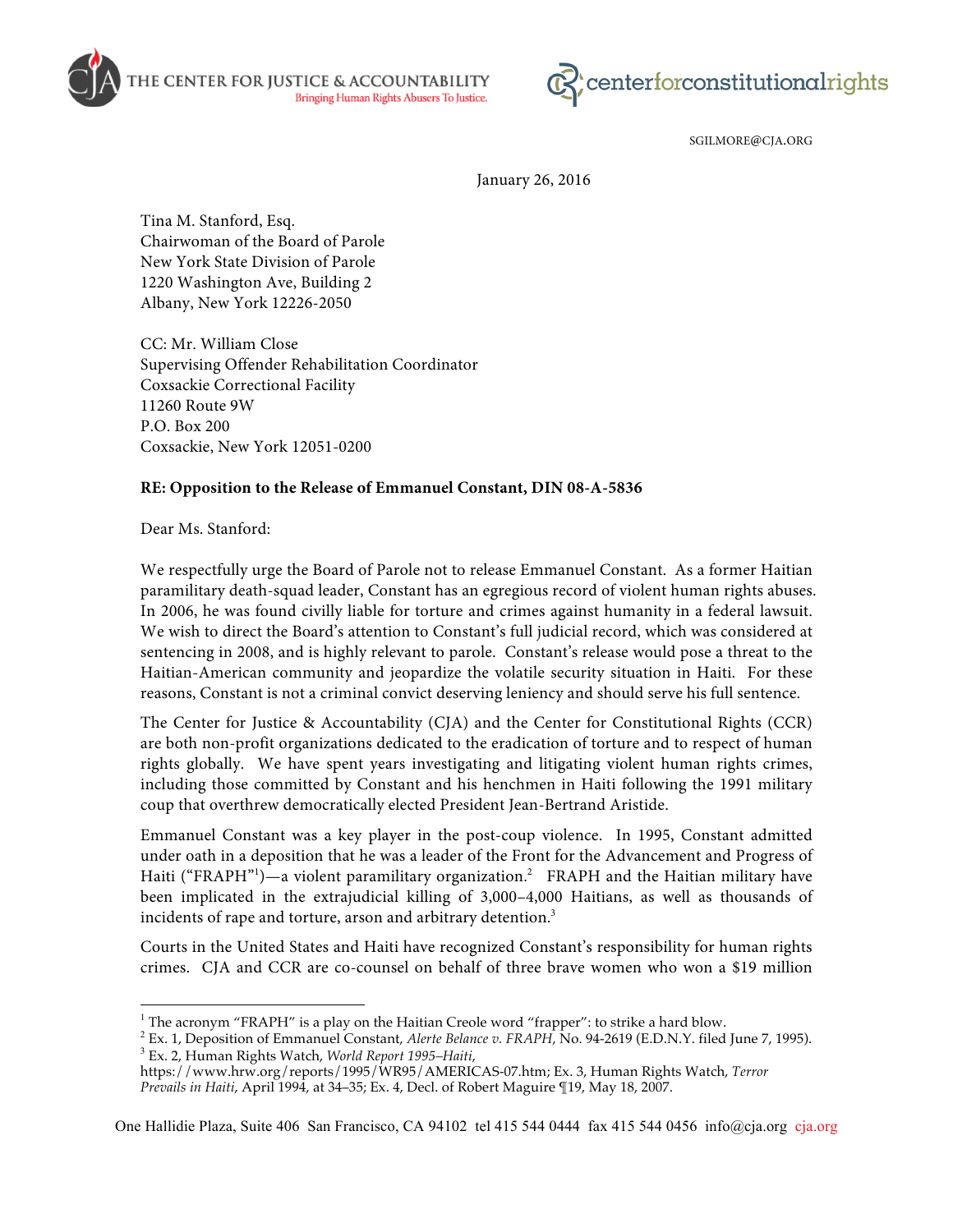THE CENTER FOR JUSTICE & ACCOUNTABILITY
Bringing Human Rights Abusers To Justice.

centerforconstitutionalrights

SGILMORE@CJA.ORG

January 26, 2016

Tina M. Stanford, Esq.
Chairwoman of the Board of Parole
New York State Division of Parole
1220 Washington Ave, Building 2
Albany, New York 12226-2050

CC: Mr. William Close
Supervising Offender Rehabilitation Coordinator
Coxsackie Correctional Facility
11260 Route 9W
P.O. Box 200
Coxsackie, New York 12051-0200

**RE: Opposition to the Release of Emmanuel Constant, DIN 08-A-5836**

Dear Ms. Stanford:

We respectfully urge the Board of Parole not to release Emmanuel Constant. As a former Haitian paramilitary death-squad leader, Constant has an egregious record of violent human rights abuses. In 2006, he was found civilly liable for torture and crimes against humanity in a federal lawsuit. We wish to direct the Board's attention to Constant's full judicial record, which was considered at sentencing in 2008, and is highly relevant to parole. Constant's release would pose a threat to the Haitian-American community and jeopardize the volatile security situation in Haiti. For these reasons, Constant is not a criminal convict deserving leniency and should serve his full sentence.

The Center for Justice & Accountability (CJA) and the Center for Constitutional Rights (CCR) are both non-profit organizations dedicated to the eradication of torture and to respect of human rights globally. We have spent years investigating and litigating violent human rights crimes, including those committed by Constant and his henchmen in Haiti following the 1991 military coup that overthrew democratically elected President Jean-Bertrand Aristide.

Emmanuel Constant was a key player in the post-coup violence. In 1995, Constant admitted under oath in a deposition that he was a leader of the Front for the Advancement and Progress of Haiti ("FRAPH"[1])—a violent paramilitary organization.[2] FRAPH and the Haitian military have been implicated in the extrajudicial killing of 3,000–4,000 Haitians, as well as thousands of incidents of rape and torture, arson and arbitrary detention.[3]

Courts in the United States and Haiti have recognized Constant's responsibility for human rights crimes. CJA and CCR are co-counsel on behalf of three brave women who won a $19 million

[1] The acronym "FRAPH" is a play on the Haitian Creole word "frapper": to strike a hard blow.

[2] Ex. 1, Deposition of Emmanuel Constant, *Alerte Belance v. FRAPH*, No. 94-2619 (E.D.N.Y. filed June 7, 1995).

[3] Ex. 2, Human Rights Watch, *World Report 1995–Haiti*, https://www.hrw.org/reports/1995/WR95/AMERICAS-07.htm; Ex. 3, Human Rights Watch, *Terror Prevails in Haiti*, April 1994, at 34–35; Ex. 4, Decl. of Robert Maguire ¶19, May 18, 2007.

One Hallidie Plaza, Suite 406 San Francisco, CA 94102 tel 415 544 0444 fax 415 544 0456 info@cja.org cja.org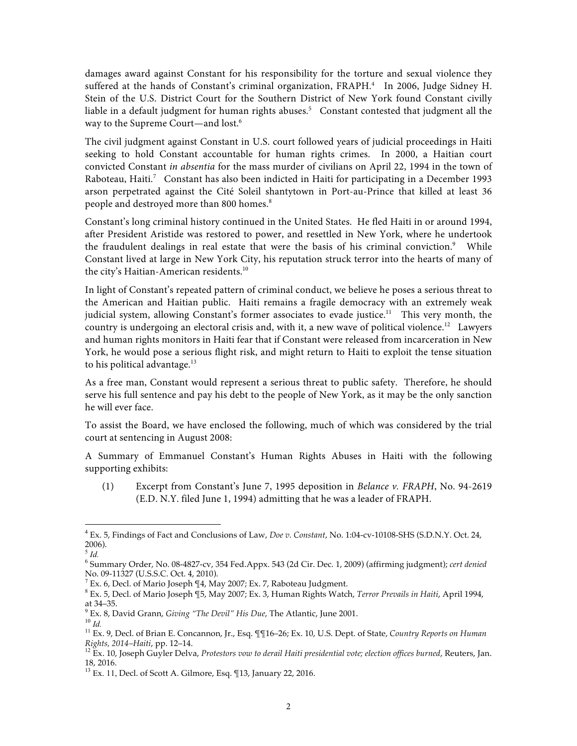damages award against Constant for his responsibility for the torture and sexual violence they suffered at the hands of Constant's criminal organization, FRAPH.[4] In 2006, Judge Sidney H. Stein of the U.S. District Court for the Southern District of New York found Constant civilly liable in a default judgment for human rights abuses.[5] Constant contested that judgment all the way to the Supreme Court—and lost.[6]

The civil judgment against Constant in U.S. court followed years of judicial proceedings in Haiti seeking to hold Constant accountable for human rights crimes. In 2000, a Haitian court convicted Constant *in absentia* for the mass murder of civilians on April 22, 1994 in the town of Raboteau, Haiti.[7] Constant has also been indicted in Haiti for participating in a December 1993 arson perpetrated against the Cité Soleil shantytown in Port-au-Prince that killed at least 36 people and destroyed more than 800 homes.[8]

Constant's long criminal history continued in the United States. He fled Haiti in or around 1994, after President Aristide was restored to power, and resettled in New York, where he undertook the fraudulent dealings in real estate that were the basis of his criminal conviction.[9] While Constant lived at large in New York City, his reputation struck terror into the hearts of many of the city's Haitian-American residents.[10]

In light of Constant's repeated pattern of criminal conduct, we believe he poses a serious threat to the American and Haitian public. Haiti remains a fragile democracy with an extremely weak judicial system, allowing Constant's former associates to evade justice.[11] This very month, the country is undergoing an electoral crisis and, with it, a new wave of political violence.[12] Lawyers and human rights monitors in Haiti fear that if Constant were released from incarceration in New York, he would pose a serious flight risk, and might return to Haiti to exploit the tense situation to his political advantage.[13]

As a free man, Constant would represent a serious threat to public safety. Therefore, he should serve his full sentence and pay his debt to the people of New York, as it may be the only sanction he will ever face.

To assist the Board, we have enclosed the following, much of which was considered by the trial court at sentencing in August 2008:

A Summary of Emmanuel Constant's Human Rights Abuses in Haiti with the following supporting exhibits:

(1) Excerpt from Constant's June 7, 1995 deposition in *Belance v. FRAPH*, No. 94-2619 (E.D. N.Y. filed June 1, 1994) admitting that he was a leader of FRAPH.

---

[4] Ex. 5, Findings of Fact and Conclusions of Law, *Doe v. Constant*, No. 1:04-cv-10108-SHS (S.D.N.Y. Oct. 24, 2006).

[5] *Id.*

[6] Summary Order, No. 08-4827-cv, 354 Fed.Appx. 543 (2d Cir. Dec. 1, 2009) (affirming judgment); *cert denied* No. 09-11327 (U.S.S.C. Oct. 4, 2010).

[7] Ex. 6, Decl. of Mario Joseph ¶4, May 2007; Ex. 7, Raboteau Judgment.

[8] Ex. 5, Decl. of Mario Joseph ¶5, May 2007; Ex. 3, Human Rights Watch, *Terror Prevails in Haiti*, April 1994, at 34–35.

[9] Ex. 8, David Grann, *Giving "The Devil" His Due*, The Atlantic, June 2001.

[10] *Id.*

[11] Ex. 9, Decl. of Brian E. Concannon, Jr., Esq. ¶¶16–26; Ex. 10, U.S. Dept. of State, *Country Reports on Human Rights, 2014–Haiti*, pp. 12–14.

[12] Ex. 10, Joseph Guyler Delva, *Protestors vow to derail Haiti presidential vote; election offices burned*, Reuters, Jan. 18, 2016.

[13] Ex. 11, Decl. of Scott A. Gilmore, Esq. ¶13, January 22, 2016.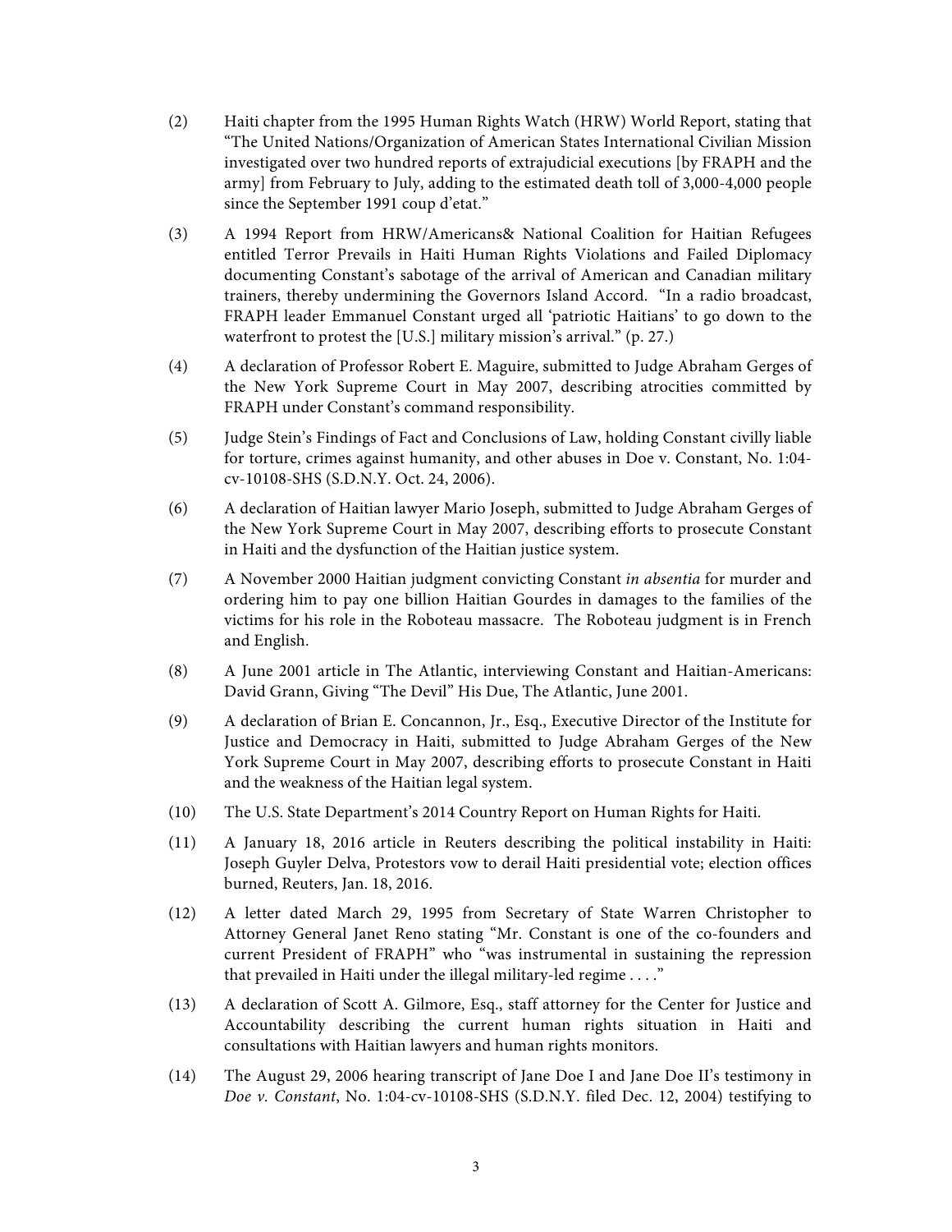(2) Haiti chapter from the 1995 Human Rights Watch (HRW) World Report, stating that "The United Nations/Organization of American States International Civilian Mission investigated over two hundred reports of extrajudicial executions [by FRAPH and the army] from February to July, adding to the estimated death toll of 3,000-4,000 people since the September 1991 coup d'etat."

(3) A 1994 Report from HRW/Americans& National Coalition for Haitian Refugees entitled Terror Prevails in Haiti Human Rights Violations and Failed Diplomacy documenting Constant's sabotage of the arrival of American and Canadian military trainers, thereby undermining the Governors Island Accord. "In a radio broadcast, FRAPH leader Emmanuel Constant urged all 'patriotic Haitians' to go down to the waterfront to protest the [U.S.] military mission's arrival." (p. 27.)

(4) A declaration of Professor Robert E. Maguire, submitted to Judge Abraham Gerges of the New York Supreme Court in May 2007, describing atrocities committed by FRAPH under Constant's command responsibility.

(5) Judge Stein's Findings of Fact and Conclusions of Law, holding Constant civilly liable for torture, crimes against humanity, and other abuses in Doe v. Constant, No. 1:04-cv-10108-SHS (S.D.N.Y. Oct. 24, 2006).

(6) A declaration of Haitian lawyer Mario Joseph, submitted to Judge Abraham Gerges of the New York Supreme Court in May 2007, describing efforts to prosecute Constant in Haiti and the dysfunction of the Haitian justice system.

(7) A November 2000 Haitian judgment convicting Constant *in absentia* for murder and ordering him to pay one billion Haitian Gourdes in damages to the families of the victims for his role in the Roboteau massacre. The Roboteau judgment is in French and English.

(8) A June 2001 article in The Atlantic, interviewing Constant and Haitian-Americans: David Grann, Giving "The Devil" His Due, The Atlantic, June 2001.

(9) A declaration of Brian E. Concannon, Jr., Esq., Executive Director of the Institute for Justice and Democracy in Haiti, submitted to Judge Abraham Gerges of the New York Supreme Court in May 2007, describing efforts to prosecute Constant in Haiti and the weakness of the Haitian legal system.

(10) The U.S. State Department's 2014 Country Report on Human Rights for Haiti.

(11) A January 18, 2016 article in Reuters describing the political instability in Haiti: Joseph Guyler Delva, Protestors vow to derail Haiti presidential vote; election offices burned, Reuters, Jan. 18, 2016.

(12) A letter dated March 29, 1995 from Secretary of State Warren Christopher to Attorney General Janet Reno stating "Mr. Constant is one of the co-founders and current President of FRAPH" who "was instrumental in sustaining the repression that prevailed in Haiti under the illegal military-led regime . . . ."

(13) A declaration of Scott A. Gilmore, Esq., staff attorney for the Center for Justice and Accountability describing the current human rights situation in Haiti and consultations with Haitian lawyers and human rights monitors.

(14) The August 29, 2006 hearing transcript of Jane Doe I and Jane Doe II's testimony in *Doe v. Constant*, No. 1:04-cv-10108-SHS (S.D.N.Y. filed Dec. 12, 2004) testifying to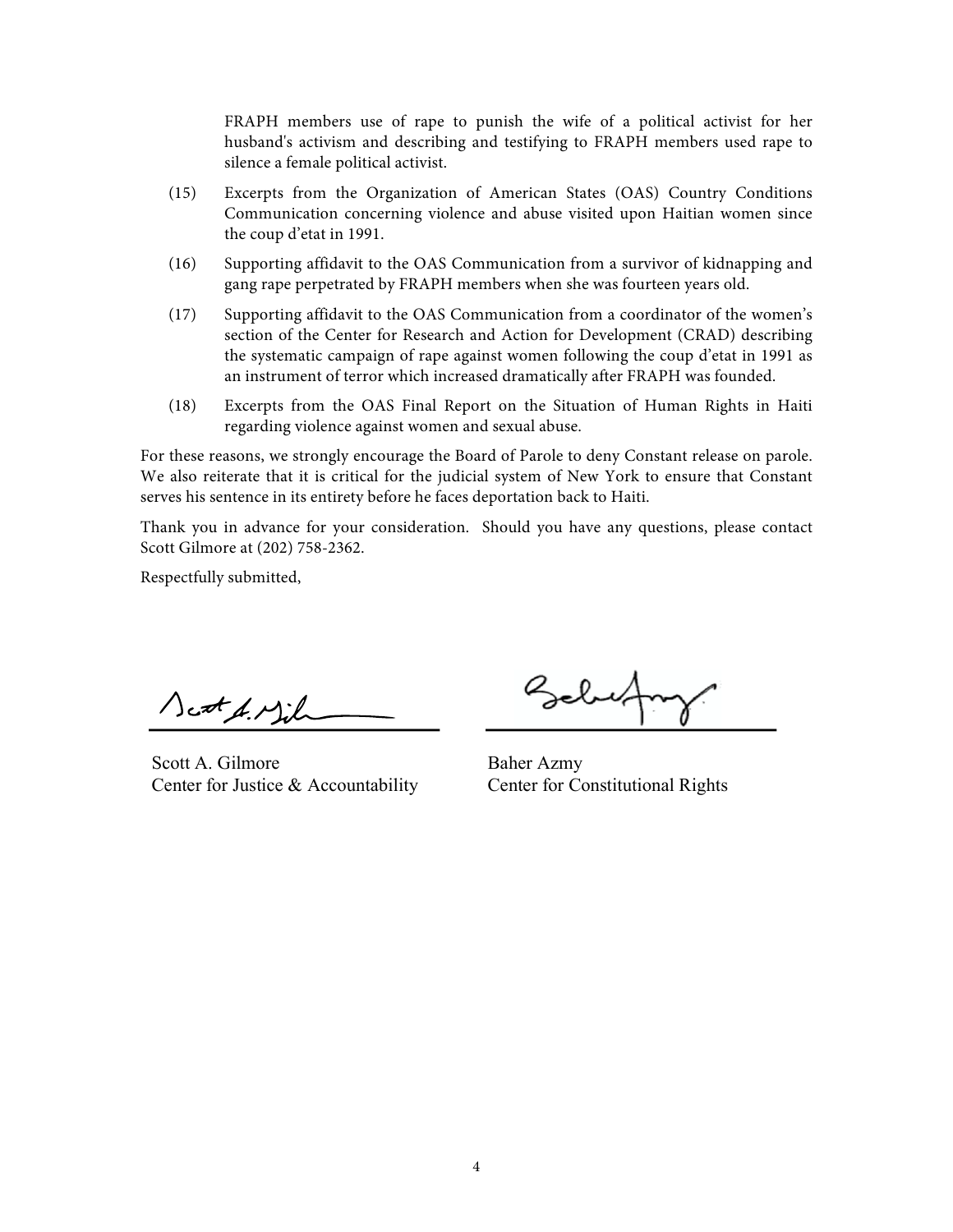FRAPH members use of rape to punish the wife of a political activist for her husband's activism and describing and testifying to FRAPH members used rape to silence a female political activist.

(15) Excerpts from the Organization of American States (OAS) Country Conditions Communication concerning violence and abuse visited upon Haitian women since the coup d'etat in 1991.

(16) Supporting affidavit to the OAS Communication from a survivor of kidnapping and gang rape perpetrated by FRAPH members when she was fourteen years old.

(17) Supporting affidavit to the OAS Communication from a coordinator of the women's section of the Center for Research and Action for Development (CRAD) describing the systematic campaign of rape against women following the coup d'etat in 1991 as an instrument of terror which increased dramatically after FRAPH was founded.

(18) Excerpts from the OAS Final Report on the Situation of Human Rights in Haiti regarding violence against women and sexual abuse.

For these reasons, we strongly encourage the Board of Parole to deny Constant release on parole. We also reiterate that it is critical for the judicial system of New York to ensure that Constant serves his sentence in its entirety before he faces deportation back to Haiti.

Thank you in advance for your consideration. Should you have any questions, please contact Scott Gilmore at (202) 758-2362.

Respectfully submitted,

Scott A. Gilmore
Center for Justice & Accountability

Baher Azmy
Center for Constitutional Rights